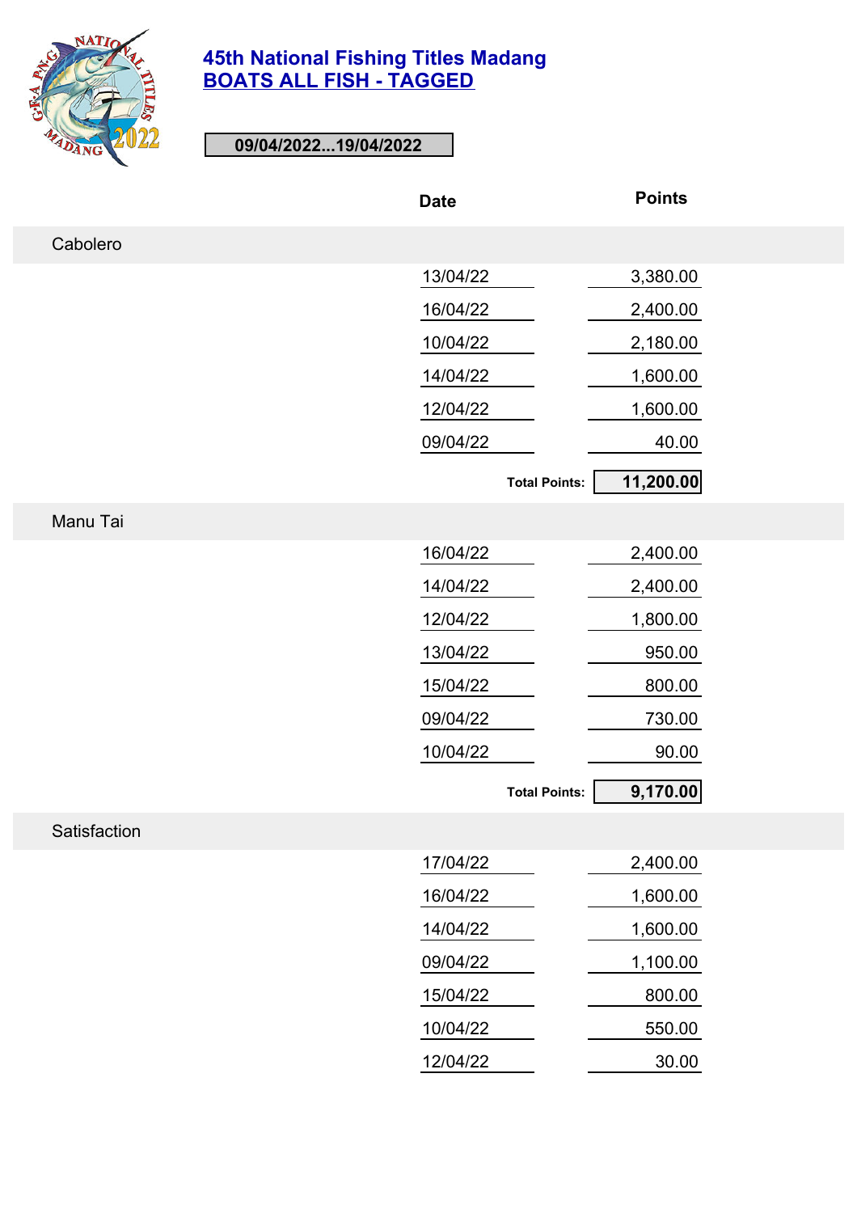# 45th National Fishing Titles Madang

## BOATS ALL FISH - TAGGED

**09/04/2022...19/04/2022**

| | Date | Points |
|---|---|---|
| **Cabolero** | | |
| | 13/04/22 | 3,380.00 |
| | 16/04/22 | 2,400.00 |
| | 10/04/22 | 2,180.00 |
| | 14/04/22 | 1,600.00 |
| | 12/04/22 | 1,600.00 |
| | 09/04/22 | 40.00 |
| | **Total Points:** | **11,200.00** |
| **Manu Tai** | | |
| | 16/04/22 | 2,400.00 |
| | 14/04/22 | 2,400.00 |
| | 12/04/22 | 1,800.00 |
| | 13/04/22 | 950.00 |
| | 15/04/22 | 800.00 |
| | 09/04/22 | 730.00 |
| | 10/04/22 | 90.00 |
| | **Total Points:** | **9,170.00** |
| **Satisfaction** | | |
| | 17/04/22 | 2,400.00 |
| | 16/04/22 | 1,600.00 |
| | 14/04/22 | 1,600.00 |
| | 09/04/22 | 1,100.00 |
| | 15/04/22 | 800.00 |
| | 10/04/22 | 550.00 |
| | 12/04/22 | 30.00 |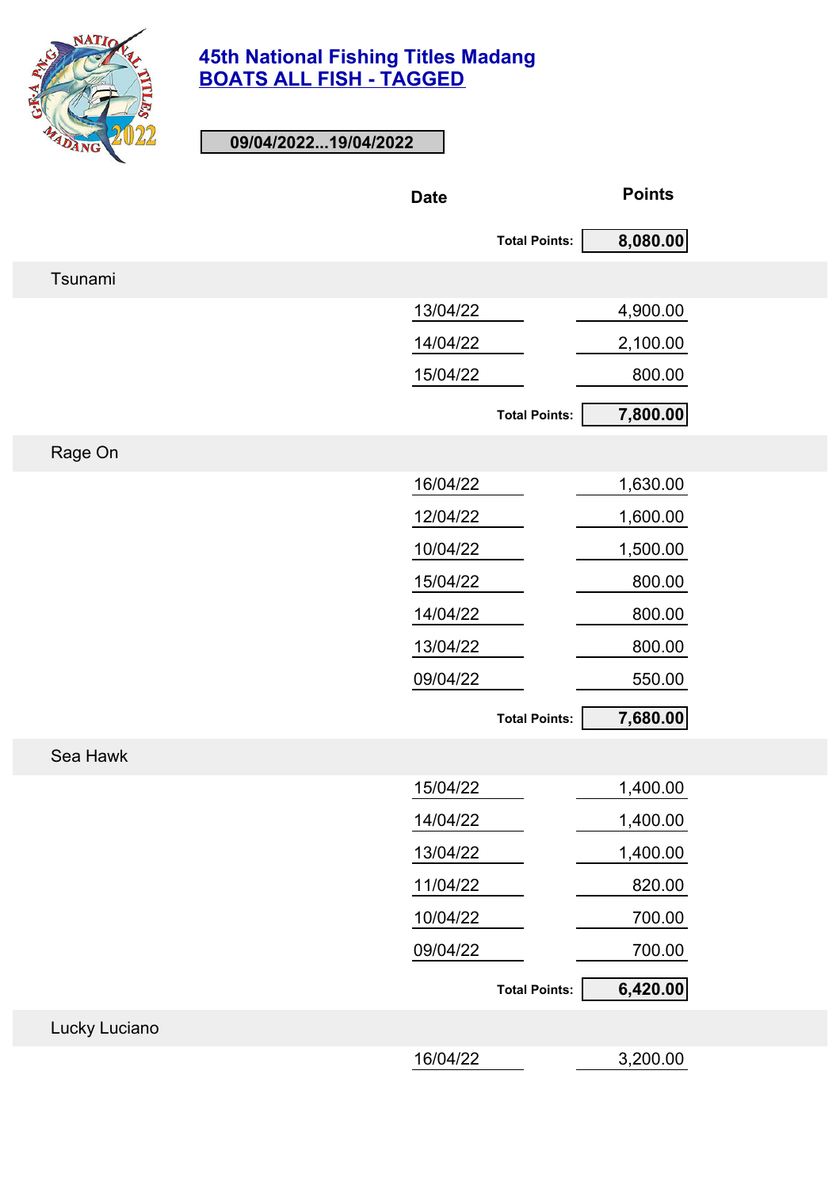# 45th National Fishing Titles Madang

## BOATS ALL FISH - TAGGED

**09/04/2022...19/04/2022**

| | Date | Points |
|---|---|---|
| | **Total Points:** | **8,080.00** |
| **Tsunami** | | |
| | 13/04/22 | 4,900.00 |
| | 14/04/22 | 2,100.00 |
| | 15/04/22 | 800.00 |
| | **Total Points:** | **7,800.00** |
| **Rage On** | | |
| | 16/04/22 | 1,630.00 |
| | 12/04/22 | 1,600.00 |
| | 10/04/22 | 1,500.00 |
| | 15/04/22 | 800.00 |
| | 14/04/22 | 800.00 |
| | 13/04/22 | 800.00 |
| | 09/04/22 | 550.00 |
| | **Total Points:** | **7,680.00** |
| **Sea Hawk** | | |
| | 15/04/22 | 1,400.00 |
| | 14/04/22 | 1,400.00 |
| | 13/04/22 | 1,400.00 |
| | 11/04/22 | 820.00 |
| | 10/04/22 | 700.00 |
| | 09/04/22 | 700.00 |
| | **Total Points:** | **6,420.00** |
| **Lucky Luciano** | | |
| | 16/04/22 | 3,200.00 |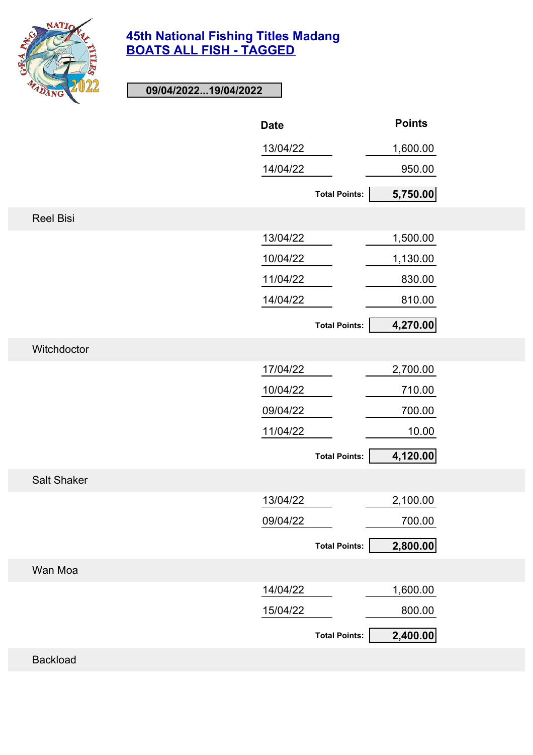# 45th National Fishing Titles Madang

## BOATS ALL FISH - TAGGED

**09/04/2022...19/04/2022**

| | Date | Points |
|---|---|---|
| | 13/04/22 | 1,600.00 |
| | 14/04/22 | 950.00 |
| | **Total Points:** | **5,750.00** |
| **Reel Bisi** | | |
| | 13/04/22 | 1,500.00 |
| | 10/04/22 | 1,130.00 |
| | 11/04/22 | 830.00 |
| | 14/04/22 | 810.00 |
| | **Total Points:** | **4,270.00** |
| **Witchdoctor** | | |
| | 17/04/22 | 2,700.00 |
| | 10/04/22 | 710.00 |
| | 09/04/22 | 700.00 |
| | 11/04/22 | 10.00 |
| | **Total Points:** | **4,120.00** |
| **Salt Shaker** | | |
| | 13/04/22 | 2,100.00 |
| | 09/04/22 | 700.00 |
| | **Total Points:** | **2,800.00** |
| **Wan Moa** | | |
| | 14/04/22 | 1,600.00 |
| | 15/04/22 | 800.00 |
| | **Total Points:** | **2,400.00** |
| **Backload** | | |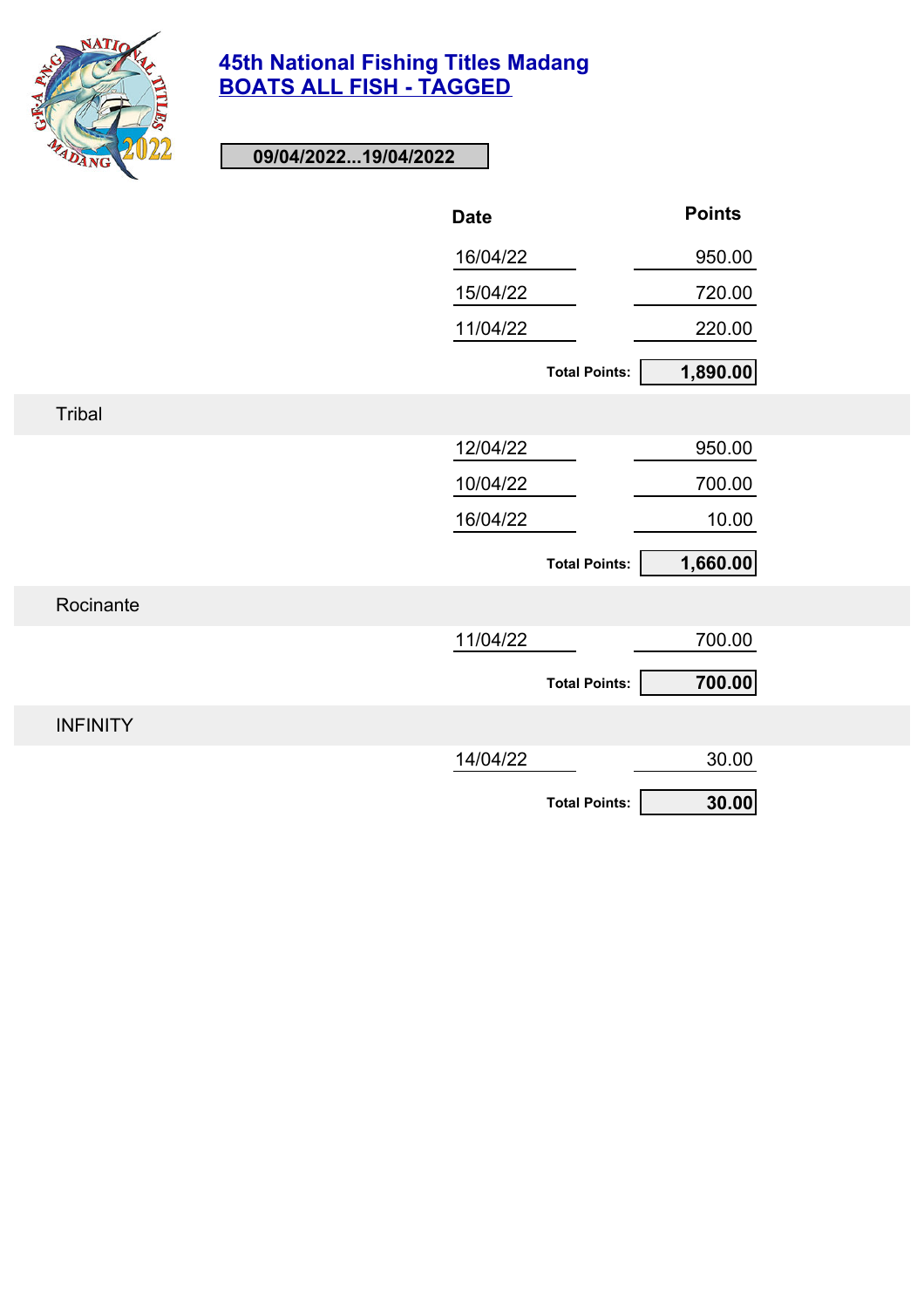# 45th National Fishing Titles Madang

## BOATS ALL FISH - TAGGED

**09/04/2022...19/04/2022**

| Boat | Date | Points |
|---|---|---|
| | 16/04/22 | 950.00 |
| | 15/04/22 | 720.00 |
| | 11/04/22 | 220.00 |
| | **Total Points:** | **1,890.00** |
| Tribal | | |
| | 12/04/22 | 950.00 |
| | 10/04/22 | 700.00 |
| | 16/04/22 | 10.00 |
| | **Total Points:** | **1,660.00** |
| Rocinante | | |
| | 11/04/22 | 700.00 |
| | **Total Points:** | **700.00** |
| INFINITY | | |
| | 14/04/22 | 30.00 |
| | **Total Points:** | **30.00** |